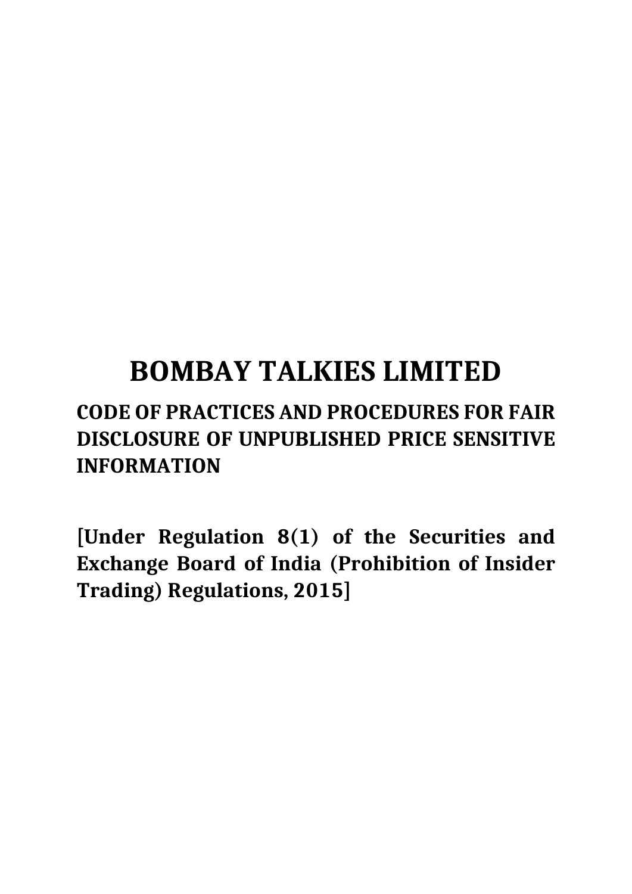# BOMBAY TALKIES LIMITED

## CODE OF PRACTICES AND PROCEDURES FOR FAIR DISCLOSURE OF UNPUBLISHED PRICE SENSITIVE INFORMATION

**[Under Regulation 8(1) of the Securities and Exchange Board of India (Prohibition of Insider Trading) Regulations, 2015]**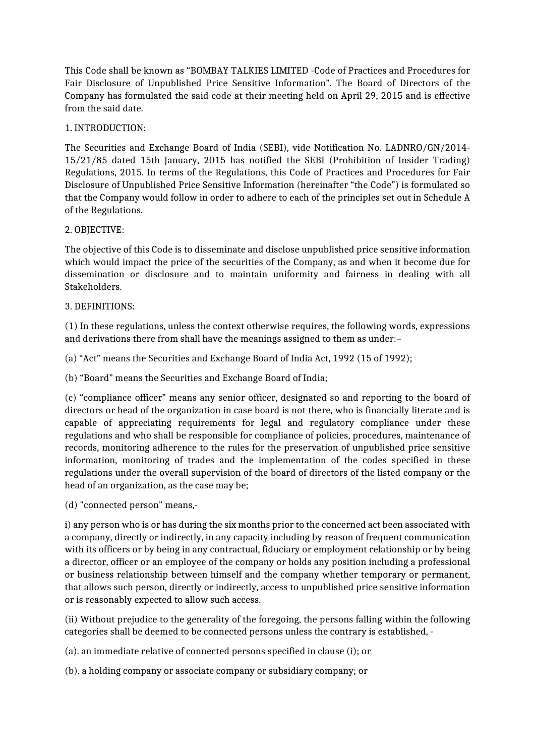This Code shall be known as "BOMBAY TALKIES LIMITED -Code of Practices and Procedures for Fair Disclosure of Unpublished Price Sensitive Information". The Board of Directors of the Company has formulated the said code at their meeting held on April 29, 2015 and is effective from the said date.

1. INTRODUCTION:

The Securities and Exchange Board of India (SEBI), vide Notification No. LADNRO/GN/2014-15/21/85 dated 15th January, 2015 has notified the SEBI (Prohibition of Insider Trading) Regulations, 2015. In terms of the Regulations, this Code of Practices and Procedures for Fair Disclosure of Unpublished Price Sensitive Information (hereinafter "the Code") is formulated so that the Company would follow in order to adhere to each of the principles set out in Schedule A of the Regulations.

2. OBJECTIVE:

The objective of this Code is to disseminate and disclose unpublished price sensitive information which would impact the price of the securities of the Company, as and when it become due for dissemination or disclosure and to maintain uniformity and fairness in dealing with all Stakeholders.

3. DEFINITIONS:

(1) In these regulations, unless the context otherwise requires, the following words, expressions and derivations there from shall have the meanings assigned to them as under:–

(a) "Act" means the Securities and Exchange Board of India Act, 1992 (15 of 1992);

(b) "Board" means the Securities and Exchange Board of India;

(c) "compliance officer" means any senior officer, designated so and reporting to the board of directors or head of the organization in case board is not there, who is financially literate and is capable of appreciating requirements for legal and regulatory compliance under these regulations and who shall be responsible for compliance of policies, procedures, maintenance of records, monitoring adherence to the rules for the preservation of unpublished price sensitive information, monitoring of trades and the implementation of the codes specified in these regulations under the overall supervision of the board of directors of the listed company or the head of an organization, as the case may be;

(d) "connected person" means,-

i) any person who is or has during the six months prior to the concerned act been associated with a company, directly or indirectly, in any capacity including by reason of frequent communication with its officers or by being in any contractual, fiduciary or employment relationship or by being a director, officer or an employee of the company or holds any position including a professional or business relationship between himself and the company whether temporary or permanent, that allows such person, directly or indirectly, access to unpublished price sensitive information or is reasonably expected to allow such access.

(ii) Without prejudice to the generality of the foregoing, the persons falling within the following categories shall be deemed to be connected persons unless the contrary is established, -

(a). an immediate relative of connected persons specified in clause (i); or

(b). a holding company or associate company or subsidiary company; or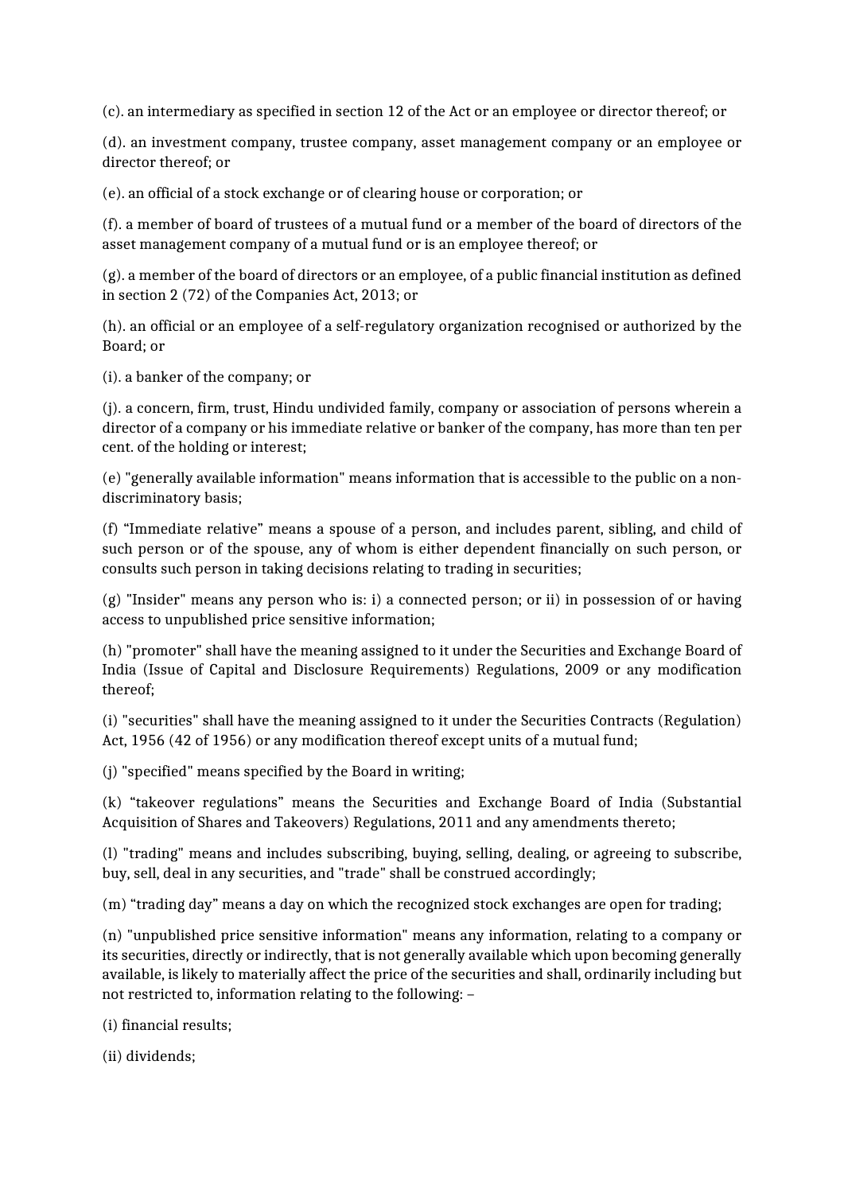(c). an intermediary as specified in section 12 of the Act or an employee or director thereof; or

(d). an investment company, trustee company, asset management company or an employee or director thereof; or

(e). an official of a stock exchange or of clearing house or corporation; or

(f). a member of board of trustees of a mutual fund or a member of the board of directors of the asset management company of a mutual fund or is an employee thereof; or

(g). a member of the board of directors or an employee, of a public financial institution as defined in section 2 (72) of the Companies Act, 2013; or

(h). an official or an employee of a self-regulatory organization recognised or authorized by the Board; or

(i). a banker of the company; or

(j). a concern, firm, trust, Hindu undivided family, company or association of persons wherein a director of a company or his immediate relative or banker of the company, has more than ten per cent. of the holding or interest;

(e) "generally available information" means information that is accessible to the public on a non-discriminatory basis;

(f) "Immediate relative" means a spouse of a person, and includes parent, sibling, and child of such person or of the spouse, any of whom is either dependent financially on such person, or consults such person in taking decisions relating to trading in securities;

(g) "Insider" means any person who is: i) a connected person; or ii) in possession of or having access to unpublished price sensitive information;

(h) "promoter" shall have the meaning assigned to it under the Securities and Exchange Board of India (Issue of Capital and Disclosure Requirements) Regulations, 2009 or any modification thereof;

(i) "securities" shall have the meaning assigned to it under the Securities Contracts (Regulation) Act, 1956 (42 of 1956) or any modification thereof except units of a mutual fund;

(j) "specified" means specified by the Board in writing;

(k) "takeover regulations" means the Securities and Exchange Board of India (Substantial Acquisition of Shares and Takeovers) Regulations, 2011 and any amendments thereto;

(l) "trading" means and includes subscribing, buying, selling, dealing, or agreeing to subscribe, buy, sell, deal in any securities, and "trade" shall be construed accordingly;

(m) "trading day" means a day on which the recognized stock exchanges are open for trading;

(n) "unpublished price sensitive information" means any information, relating to a company or its securities, directly or indirectly, that is not generally available which upon becoming generally available, is likely to materially affect the price of the securities and shall, ordinarily including but not restricted to, information relating to the following: –

(i) financial results;

(ii) dividends;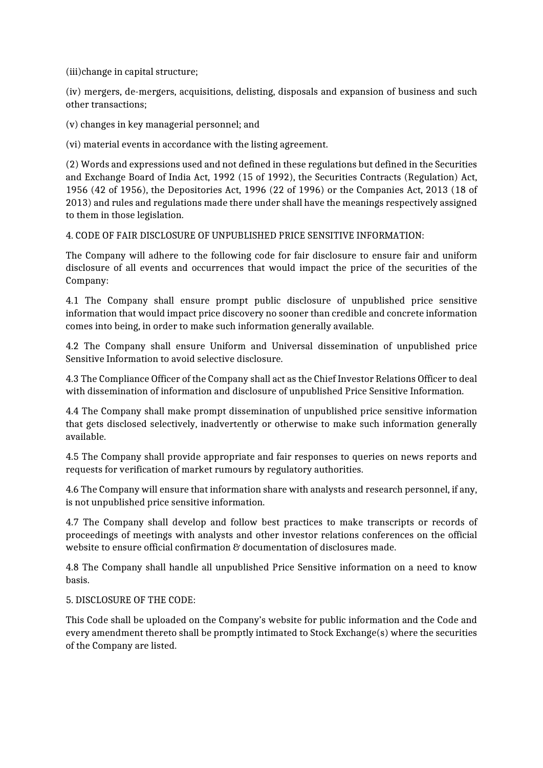(iii)change in capital structure;

(iv) mergers, de-mergers, acquisitions, delisting, disposals and expansion of business and such other transactions;

(v) changes in key managerial personnel; and

(vi) material events in accordance with the listing agreement.

(2) Words and expressions used and not defined in these regulations but defined in the Securities and Exchange Board of India Act, 1992 (15 of 1992), the Securities Contracts (Regulation) Act, 1956 (42 of 1956), the Depositories Act, 1996 (22 of 1996) or the Companies Act, 2013 (18 of 2013) and rules and regulations made there under shall have the meanings respectively assigned to them in those legislation.

4. CODE OF FAIR DISCLOSURE OF UNPUBLISHED PRICE SENSITIVE INFORMATION:

The Company will adhere to the following code for fair disclosure to ensure fair and uniform disclosure of all events and occurrences that would impact the price of the securities of the Company:

4.1 The Company shall ensure prompt public disclosure of unpublished price sensitive information that would impact price discovery no sooner than credible and concrete information comes into being, in order to make such information generally available.

4.2 The Company shall ensure Uniform and Universal dissemination of unpublished price Sensitive Information to avoid selective disclosure.

4.3 The Compliance Officer of the Company shall act as the Chief Investor Relations Officer to deal with dissemination of information and disclosure of unpublished Price Sensitive Information.

4.4 The Company shall make prompt dissemination of unpublished price sensitive information that gets disclosed selectively, inadvertently or otherwise to make such information generally available.

4.5 The Company shall provide appropriate and fair responses to queries on news reports and requests for verification of market rumours by regulatory authorities.

4.6 The Company will ensure that information share with analysts and research personnel, if any, is not unpublished price sensitive information.

4.7 The Company shall develop and follow best practices to make transcripts or records of proceedings of meetings with analysts and other investor relations conferences on the official website to ensure official confirmation & documentation of disclosures made.

4.8 The Company shall handle all unpublished Price Sensitive information on a need to know basis.

5. DISCLOSURE OF THE CODE:

This Code shall be uploaded on the Company's website for public information and the Code and every amendment thereto shall be promptly intimated to Stock Exchange(s) where the securities of the Company are listed.